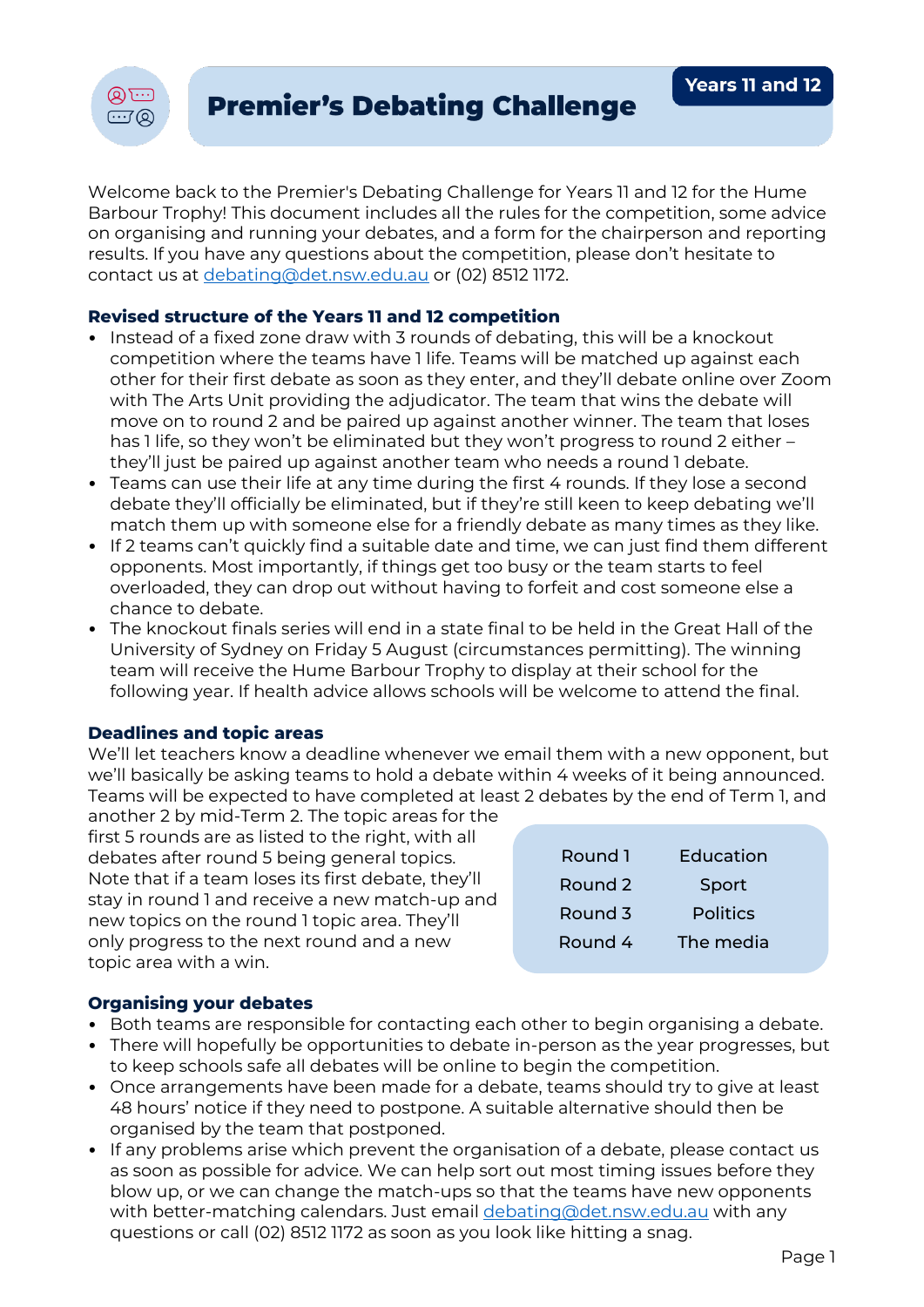# Premier's Debating Challenge

**Years 11 and 12**

Welcome back to the Premier's Debating Challenge for Years 11 and 12 for the Hume Barbour Trophy! This document includes all the rules for the competition, some advice on organising and running your debates, and a form for the chairperson and reporting results. If you have any questions about the competition, please don't hesitate to contact us at debating@det.nsw.edu.au or (02) 8512 1172.

### Revised structure of the Years 11 and 12 competition

- Instead of a fixed zone draw with 3 rounds of debating, this will be a knockout competition where the teams have 1 life. Teams will be matched up against each other for their first debate as soon as they enter, and they'll debate online over Zoom with The Arts Unit providing the adjudicator. The team that wins the debate will move on to round 2 and be paired up against another winner. The team that loses has 1 life, so they won't be eliminated but they won't progress to round 2 either – they'll just be paired up against another team who needs a round 1 debate.
- Teams can use their life at any time during the first 4 rounds. If they lose a second debate they'll officially be eliminated, but if they're still keen to keep debating we'll match them up with someone else for a friendly debate as many times as they like.
- If 2 teams can't quickly find a suitable date and time, we can just find them different opponents. Most importantly, if things get too busy or the team starts to feel overloaded, they can drop out without having to forfeit and cost someone else a chance to debate.
- The knockout finals series will end in a state final to be held in the Great Hall of the University of Sydney on Friday 5 August (circumstances permitting). The winning team will receive the Hume Barbour Trophy to display at their school for the following year. If health advice allows schools will be welcome to attend the final.

### Deadlines and topic areas

We'll let teachers know a deadline whenever we email them with a new opponent, but we'll basically be asking teams to hold a debate within 4 weeks of it being announced. Teams will be expected to have completed at least 2 debates by the end of Term 1, and another 2 by mid-Term 2. The topic areas for the first 5 rounds are as listed to the right, with all debates after round 5 being general topics. Note that if a team loses its first debate, they'll stay in round 1 and receive a new match-up and new topics on the round 1 topic area. They'll only progress to the next round and a new topic area with a win.

| Round | Topic area |
|---|---|
| Round 1 | Education |
| Round 2 | Sport |
| Round 3 | Politics |
| Round 4 | The media |

### Organising your debates

- Both teams are responsible for contacting each other to begin organising a debate.
- There will hopefully be opportunities to debate in-person as the year progresses, but to keep schools safe all debates will be online to begin the competition.
- Once arrangements have been made for a debate, teams should try to give at least 48 hours' notice if they need to postpone. A suitable alternative should then be organised by the team that postponed.
- If any problems arise which prevent the organisation of a debate, please contact us as soon as possible for advice. We can help sort out most timing issues before they blow up, or we can change the match-ups so that the teams have new opponents with better-matching calendars. Just email debating@det.nsw.edu.au with any questions or call (02) 8512 1172 as soon as you look like hitting a snag.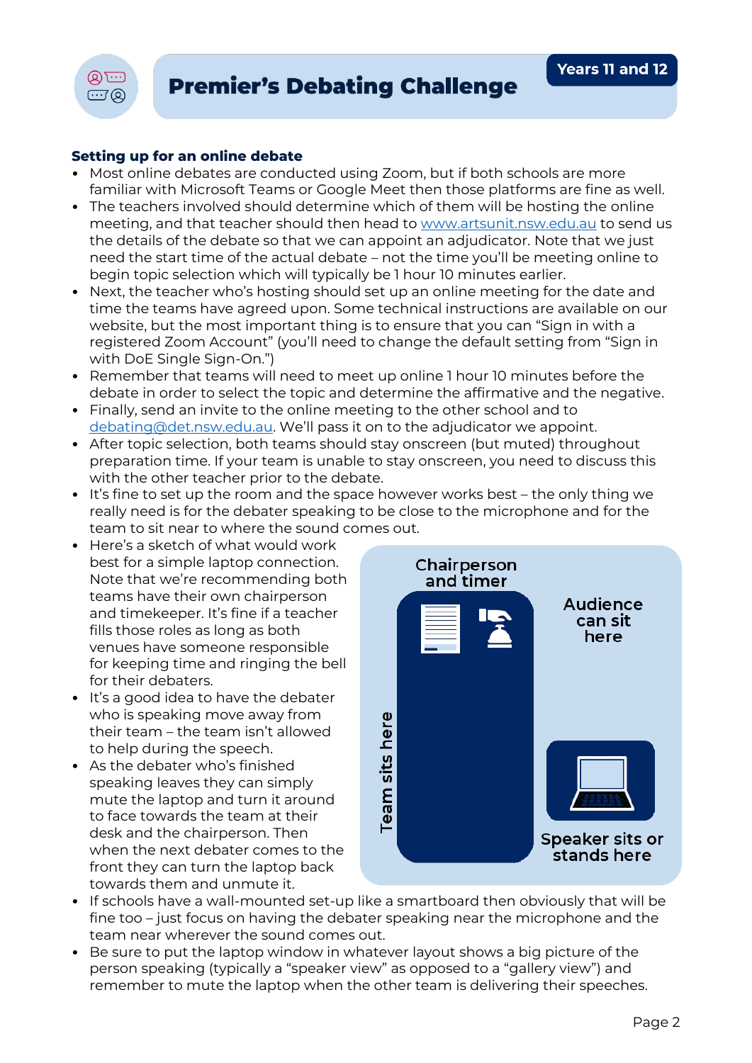# Premier's Debating Challenge

**Years 11 and 12**

### Setting up for an online debate

- Most online debates are conducted using Zoom, but if both schools are more familiar with Microsoft Teams or Google Meet then those platforms are fine as well.
- The teachers involved should determine which of them will be hosting the online meeting, and that teacher should then head to [www.artsunit.nsw.edu.au](http://www.artsunit.nsw.edu.au) to send us the details of the debate so that we can appoint an adjudicator. Note that we just need the start time of the actual debate – not the time you'll be meeting online to begin topic selection which will typically be 1 hour 10 minutes earlier.
- Next, the teacher who's hosting should set up an online meeting for the date and time the teams have agreed upon. Some technical instructions are available on our website, but the most important thing is to ensure that you can "Sign in with a registered Zoom Account" (you'll need to change the default setting from "Sign in with DoE Single Sign-On.")
- Remember that teams will need to meet up online 1 hour 10 minutes before the debate in order to select the topic and determine the affirmative and the negative.
- Finally, send an invite to the online meeting to the other school and to [debating@det.nsw.edu.au](mailto:debating@det.nsw.edu.au). We'll pass it on to the adjudicator we appoint.
- After topic selection, both teams should stay onscreen (but muted) throughout preparation time. If your team is unable to stay onscreen, you need to discuss this with the other teacher prior to the debate.
- It's fine to set up the room and the space however works best – the only thing we really need is for the debater speaking to be close to the microphone and for the team to sit near to where the sound comes out.
- Here's a sketch of what would work best for a simple laptop connection. Note that we're recommending both teams have their own chairperson and timekeeper. It's fine if a teacher fills those roles as long as both venues have someone responsible for keeping time and ringing the bell for their debaters.
- It's a good idea to have the debater who is speaking move away from their team – the team isn't allowed to help during the speech.
- As the debater who's finished speaking leaves they can simply mute the laptop and turn it around to face towards the team at their desk and the chairperson. Then when the next debater comes to the front they can turn the laptop back towards them and unmute it.

Chairperson and timer | Audience can sit here | Team sits here | Speaker sits or stands here

- If schools have a wall-mounted set-up like a smartboard then obviously that will be fine too – just focus on having the debater speaking near the microphone and the team near wherever the sound comes out.
- Be sure to put the laptop window in whatever layout shows a big picture of the person speaking (typically a "speaker view" as opposed to a "gallery view") and remember to mute the laptop when the other team is delivering their speeches.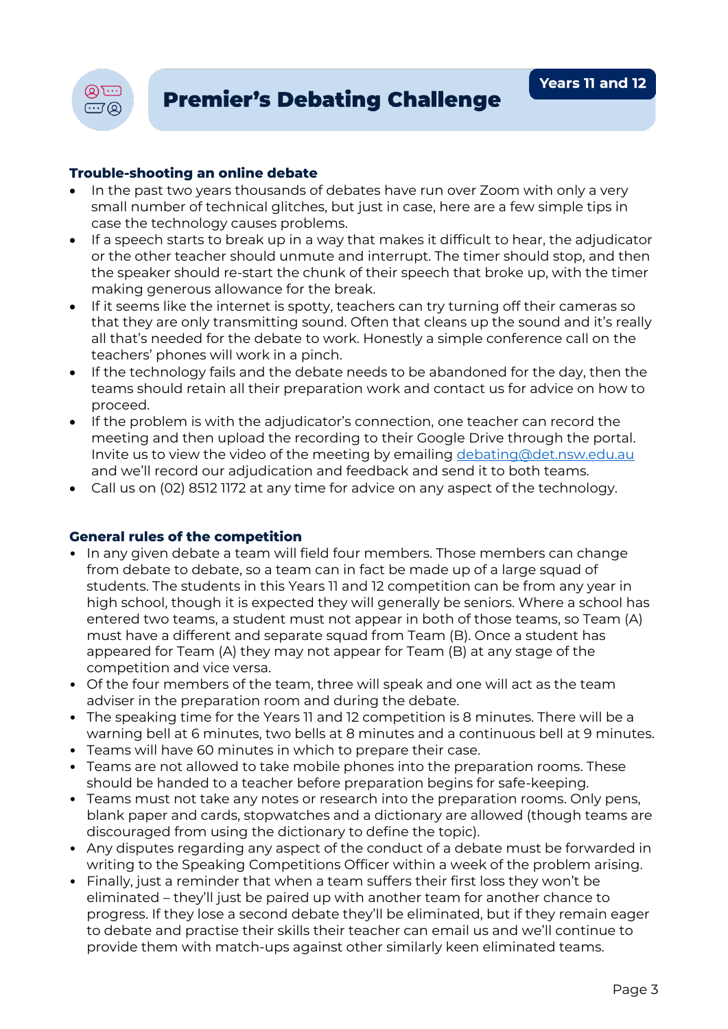## Trouble-shooting an online debate

- In the past two years thousands of debates have run over Zoom with only a very small number of technical glitches, but just in case, here are a few simple tips in case the technology causes problems.
- If a speech starts to break up in a way that makes it difficult to hear, the adjudicator or the other teacher should unmute and interrupt. The timer should stop, and then the speaker should re-start the chunk of their speech that broke up, with the timer making generous allowance for the break.
- If it seems like the internet is spotty, teachers can try turning off their cameras so that they are only transmitting sound. Often that cleans up the sound and it's really all that's needed for the debate to work. Honestly a simple conference call on the teachers' phones will work in a pinch.
- If the technology fails and the debate needs to be abandoned for the day, then the teams should retain all their preparation work and contact us for advice on how to proceed.
- If the problem is with the adjudicator's connection, one teacher can record the meeting and then upload the recording to their Google Drive through the portal. Invite us to view the video of the meeting by emailing debating@det.nsw.edu.au and we'll record our adjudication and feedback and send it to both teams.
- Call us on (02) 8512 1172 at any time for advice on any aspect of the technology.

## General rules of the competition

- In any given debate a team will field four members. Those members can change from debate to debate, so a team can in fact be made up of a large squad of students. The students in this Years 11 and 12 competition can be from any year in high school, though it is expected they will generally be seniors. Where a school has entered two teams, a student must not appear in both of those teams, so Team (A) must have a different and separate squad from Team (B). Once a student has appeared for Team (A) they may not appear for Team (B) at any stage of the competition and vice versa.
- Of the four members of the team, three will speak and one will act as the team adviser in the preparation room and during the debate.
- The speaking time for the Years 11 and 12 competition is 8 minutes. There will be a warning bell at 6 minutes, two bells at 8 minutes and a continuous bell at 9 minutes.
- Teams will have 60 minutes in which to prepare their case.
- Teams are not allowed to take mobile phones into the preparation rooms. These should be handed to a teacher before preparation begins for safe-keeping.
- Teams must not take any notes or research into the preparation rooms. Only pens, blank paper and cards, stopwatches and a dictionary are allowed (though teams are discouraged from using the dictionary to define the topic).
- Any disputes regarding any aspect of the conduct of a debate must be forwarded in writing to the Speaking Competitions Officer within a week of the problem arising.
- Finally, just a reminder that when a team suffers their first loss they won't be eliminated – they'll just be paired up with another team for another chance to progress. If they lose a second debate they'll be eliminated, but if they remain eager to debate and practise their skills their teacher can email us and we'll continue to provide them with match-ups against other similarly keen eliminated teams.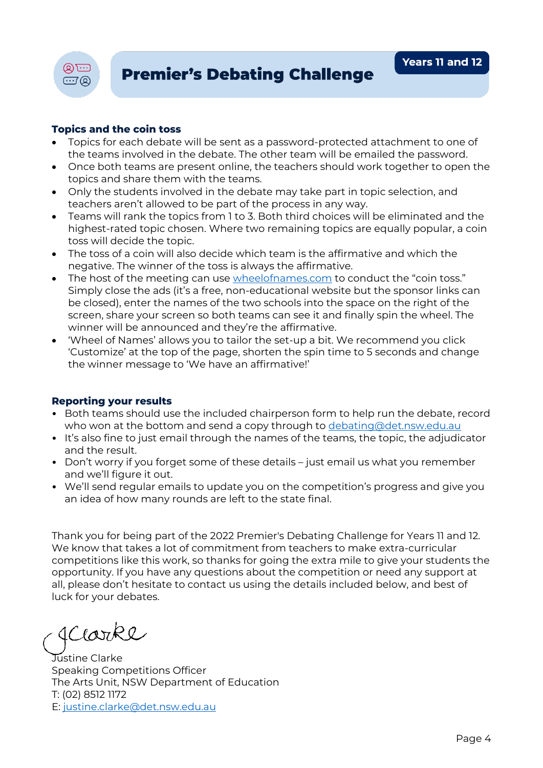## Topics and the coin toss

- Topics for each debate will be sent as a password-protected attachment to one of the teams involved in the debate. The other team will be emailed the password.
- Once both teams are present online, the teachers should work together to open the topics and share them with the teams.
- Only the students involved in the debate may take part in topic selection, and teachers aren't allowed to be part of the process in any way.
- Teams will rank the topics from 1 to 3. Both third choices will be eliminated and the highest-rated topic chosen. Where two remaining topics are equally popular, a coin toss will decide the topic.
- The toss of a coin will also decide which team is the affirmative and which the negative. The winner of the toss is always the affirmative.
- The host of the meeting can use [wheelofnames.com](wheelofnames.com) to conduct the "coin toss." Simply close the ads (it's a free, non-educational website but the sponsor links can be closed), enter the names of the two schools into the space on the right of the screen, share your screen so both teams can see it and finally spin the wheel. The winner will be announced and they're the affirmative.
- 'Wheel of Names' allows you to tailor the set-up a bit. We recommend you click 'Customize' at the top of the page, shorten the spin time to 5 seconds and change the winner message to 'We have an affirmative!'

## Reporting your results

- Both teams should use the included chairperson form to help run the debate, record who won at the bottom and send a copy through to [debating@det.nsw.edu.au](mailto:debating@det.nsw.edu.au)
- It's also fine to just email through the names of the teams, the topic, the adjudicator and the result.
- Don't worry if you forget some of these details – just email us what you remember and we'll figure it out.
- We'll send regular emails to update you on the competition's progress and give you an idea of how many rounds are left to the state final.

Thank you for being part of the 2022 Premier's Debating Challenge for Years 11 and 12. We know that takes a lot of commitment from teachers to make extra-curricular competitions like this work, so thanks for going the extra mile to give your students the opportunity. If you have any questions about the competition or need any support at all, please don't hesitate to contact us using the details included below, and best of luck for your debates.

JClarke

Justine Clarke
Speaking Competitions Officer
The Arts Unit, NSW Department of Education
T: (02) 8512 1172
E: [justine.clarke@det.nsw.edu.au](mailto:justine.clarke@det.nsw.edu.au)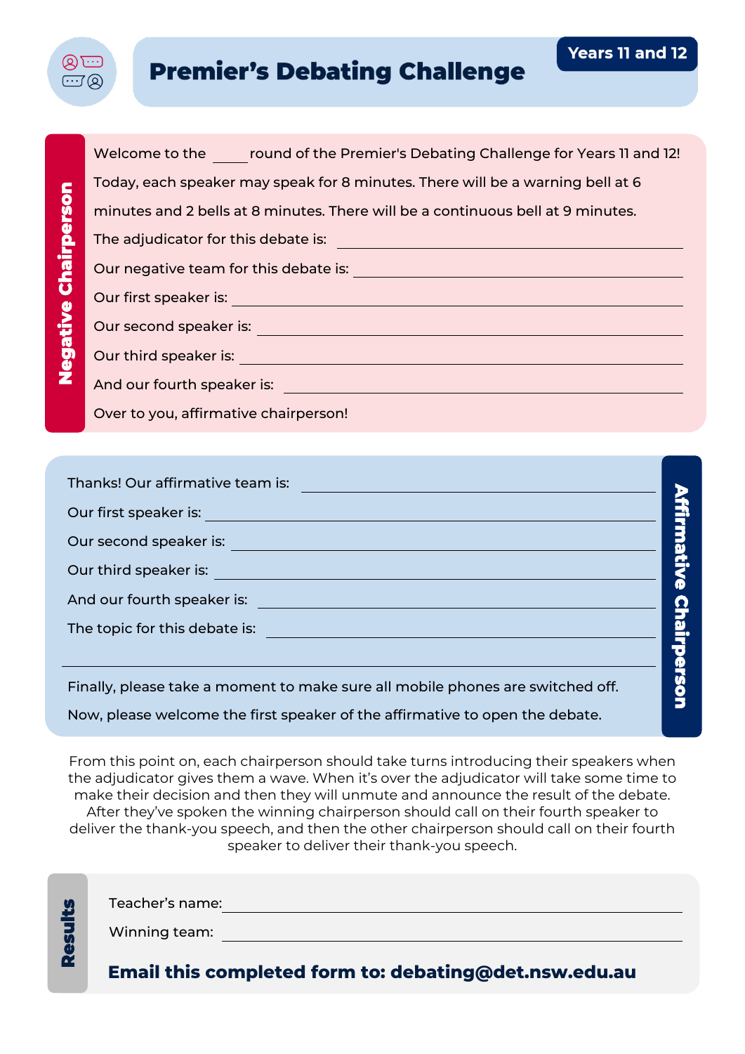# Premier's Debating Challenge

**Years 11 and 12**

## Negative Chairperson

Welcome to the _____ round of the Premier's Debating Challenge for Years 11 and 12!

Today, each speaker may speak for 8 minutes. There will be a warning bell at 6 minutes and 2 bells at 8 minutes. There will be a continuous bell at 9 minutes.

The adjudicator for this debate is: ______________________________

Our negative team for this debate is: ______________________________

Our first speaker is: ______________________________

Our second speaker is: ______________________________

Our third speaker is: ______________________________

And our fourth speaker is: ______________________________

Over to you, affirmative chairperson!

## Affirmative Chairperson

Thanks! Our affirmative team is: ______________________________

Our first speaker is: ______________________________

Our second speaker is: ______________________________

Our third speaker is: ______________________________

And our fourth speaker is: ______________________________

The topic for this debate is: ______________________________

______________________________

Finally, please take a moment to make sure all mobile phones are switched off.

Now, please welcome the first speaker of the affirmative to open the debate.

From this point on, each chairperson should take turns introducing their speakers when the adjudicator gives them a wave. When it's over the adjudicator will take some time to make their decision and then they will unmute and announce the result of the debate. After they've spoken the winning chairperson should call on their fourth speaker to deliver the thank-you speech, and then the other chairperson should call on their fourth speaker to deliver their thank-you speech.

## Results

Teacher's name: ______________________________

Winning team: ______________________________

**Email this completed form to: debating@det.nsw.edu.au**